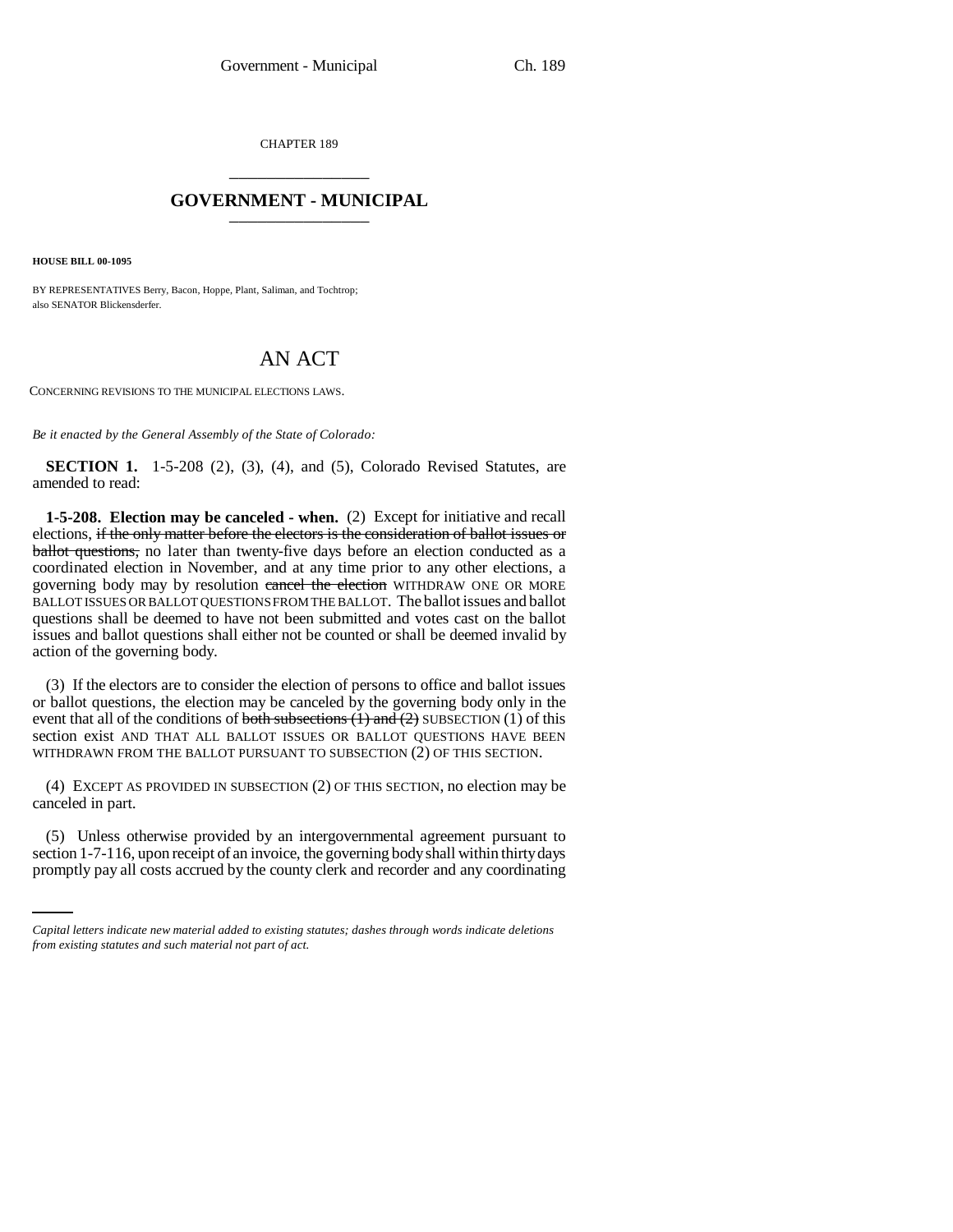CHAPTER 189

# GOVERNMENT - MUNICIPAL

**HOUSE BILL 00-1095**

BY REPRESENTATIVES Berry, Bacon, Hoppe, Plant, Saliman, and Tochtrop;
also SENATOR Blickensderfer.

# AN ACT

CONCERNING REVISIONS TO THE MUNICIPAL ELECTIONS LAWS.

*Be it enacted by the General Assembly of the State of Colorado:*

**SECTION 1.** 1-5-208 (2), (3), (4), and (5), Colorado Revised Statutes, are amended to read:

**1-5-208. Election may be canceled - when.** (2) Except for initiative and recall elections, ~~if the only matter before the electors is the consideration of ballot issues or ballot questions,~~ no later than twenty-five days before an election conducted as a coordinated election in November, and at any time prior to any other elections, a governing body may by resolution ~~cancel the election~~ WITHDRAW ONE OR MORE BALLOT ISSUES OR BALLOT QUESTIONS FROM THE BALLOT. The ballot issues and ballot questions shall be deemed to have not been submitted and votes cast on the ballot issues and ballot questions shall either not be counted or shall be deemed invalid by action of the governing body.

(3) If the electors are to consider the election of persons to office and ballot issues or ballot questions, the election may be canceled by the governing body only in the event that all of the conditions of ~~both subsections (1) and (2)~~ SUBSECTION (1) of this section exist AND THAT ALL BALLOT ISSUES OR BALLOT QUESTIONS HAVE BEEN WITHDRAWN FROM THE BALLOT PURSUANT TO SUBSECTION (2) OF THIS SECTION.

(4) EXCEPT AS PROVIDED IN SUBSECTION (2) OF THIS SECTION, no election may be canceled in part.

(5) Unless otherwise provided by an intergovernmental agreement pursuant to section 1-7-116, upon receipt of an invoice, the governing body shall within thirty days promptly pay all costs accrued by the county clerk and recorder and any coordinating

*Capital letters indicate new material added to existing statutes; dashes through words indicate deletions from existing statutes and such material not part of act.*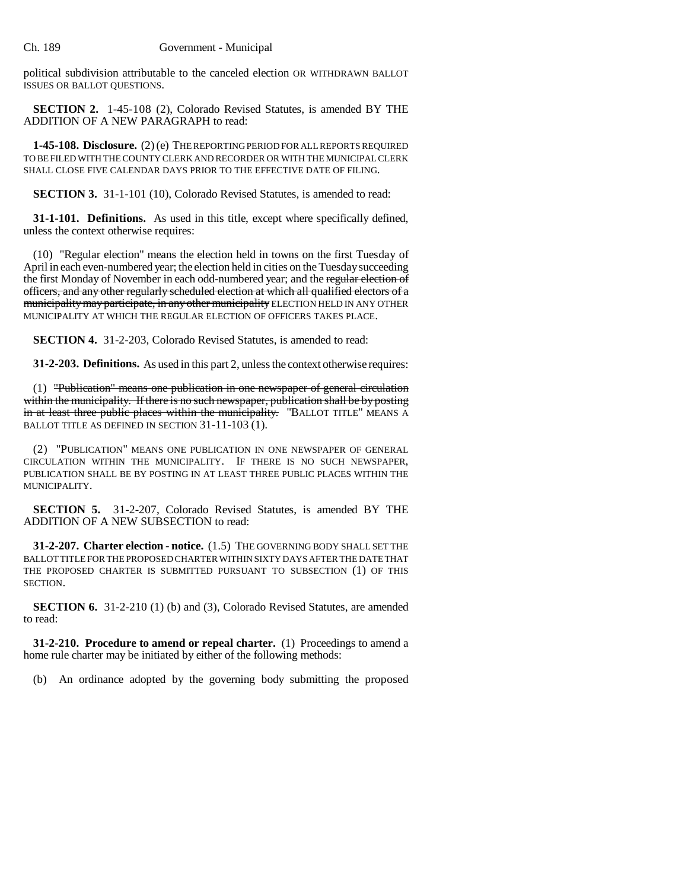political subdivision attributable to the canceled election OR WITHDRAWN BALLOT ISSUES OR BALLOT QUESTIONS.

**SECTION 2.** 1-45-108 (2), Colorado Revised Statutes, is amended BY THE ADDITION OF A NEW PARAGRAPH to read:

**1-45-108. Disclosure.** (2) (e) THE REPORTING PERIOD FOR ALL REPORTS REQUIRED TO BE FILED WITH THE COUNTY CLERK AND RECORDER OR WITH THE MUNICIPAL CLERK SHALL CLOSE FIVE CALENDAR DAYS PRIOR TO THE EFFECTIVE DATE OF FILING.

**SECTION 3.** 31-1-101 (10), Colorado Revised Statutes, is amended to read:

**31-1-101. Definitions.** As used in this title, except where specifically defined, unless the context otherwise requires:

(10) "Regular election" means the election held in towns on the first Tuesday of April in each even-numbered year; the election held in cities on the Tuesday succeeding the first Monday of November in each odd-numbered year; and the ~~regular election of officers, and any other regularly scheduled election at which all qualified electors of a municipality may participate, in any other municipality~~ ELECTION HELD IN ANY OTHER MUNICIPALITY AT WHICH THE REGULAR ELECTION OF OFFICERS TAKES PLACE.

**SECTION 4.** 31-2-203, Colorado Revised Statutes, is amended to read:

**31-2-203. Definitions.** As used in this part 2, unless the context otherwise requires:

(1) ~~"Publication" means one publication in one newspaper of general circulation within the municipality. If there is no such newspaper, publication shall be by posting in at least three public places within the municipality.~~ "BALLOT TITLE" MEANS A BALLOT TITLE AS DEFINED IN SECTION 31-11-103 (1).

(2) "PUBLICATION" MEANS ONE PUBLICATION IN ONE NEWSPAPER OF GENERAL CIRCULATION WITHIN THE MUNICIPALITY. IF THERE IS NO SUCH NEWSPAPER, PUBLICATION SHALL BE BY POSTING IN AT LEAST THREE PUBLIC PLACES WITHIN THE MUNICIPALITY.

**SECTION 5.** 31-2-207, Colorado Revised Statutes, is amended BY THE ADDITION OF A NEW SUBSECTION to read:

**31-2-207. Charter election - notice.** (1.5) THE GOVERNING BODY SHALL SET THE BALLOT TITLE FOR THE PROPOSED CHARTER WITHIN SIXTY DAYS AFTER THE DATE THAT THE PROPOSED CHARTER IS SUBMITTED PURSUANT TO SUBSECTION (1) OF THIS SECTION.

**SECTION 6.** 31-2-210 (1) (b) and (3), Colorado Revised Statutes, are amended to read:

**31-2-210. Procedure to amend or repeal charter.** (1) Proceedings to amend a home rule charter may be initiated by either of the following methods:

(b) An ordinance adopted by the governing body submitting the proposed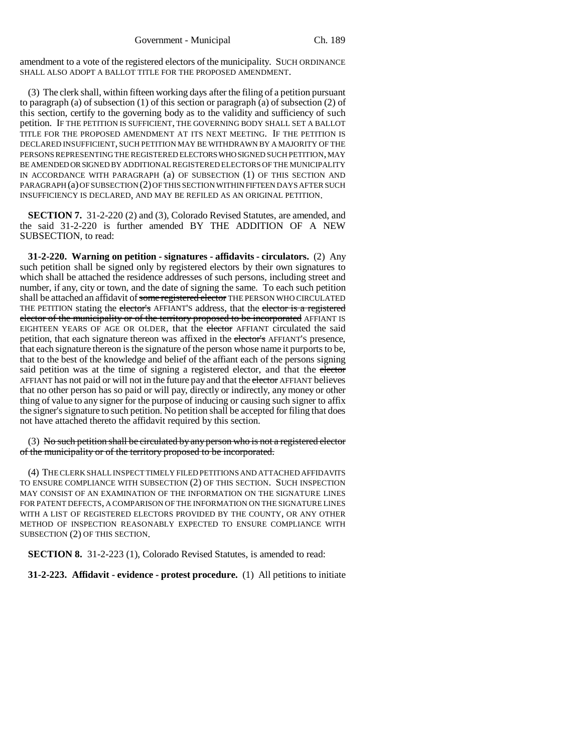amendment to a vote of the registered electors of the municipality. SUCH ORDINANCE SHALL ALSO ADOPT A BALLOT TITLE FOR THE PROPOSED AMENDMENT.

(3) The clerk shall, within fifteen working days after the filing of a petition pursuant to paragraph (a) of subsection (1) of this section or paragraph (a) of subsection (2) of this section, certify to the governing body as to the validity and sufficiency of such petition. IF THE PETITION IS SUFFICIENT, THE GOVERNING BODY SHALL SET A BALLOT TITLE FOR THE PROPOSED AMENDMENT AT ITS NEXT MEETING. IF THE PETITION IS DECLARED INSUFFICIENT, SUCH PETITION MAY BE WITHDRAWN BY A MAJORITY OF THE PERSONS REPRESENTING THE REGISTERED ELECTORS WHO SIGNED SUCH PETITION, MAY BE AMENDED OR SIGNED BY ADDITIONAL REGISTERED ELECTORS OF THE MUNICIPALITY IN ACCORDANCE WITH PARAGRAPH (a) OF SUBSECTION (1) OF THIS SECTION AND PARAGRAPH (a) OF SUBSECTION (2) OF THIS SECTION WITHIN FIFTEEN DAYS AFTER SUCH INSUFFICIENCY IS DECLARED, AND MAY BE REFILED AS AN ORIGINAL PETITION.

**SECTION 7.** 31-2-220 (2) and (3), Colorado Revised Statutes, are amended, and the said 31-2-220 is further amended BY THE ADDITION OF A NEW SUBSECTION, to read:

**31-2-220. Warning on petition - signatures - affidavits - circulators.** (2) Any such petition shall be signed only by registered electors by their own signatures to which shall be attached the residence addresses of such persons, including street and number, if any, city or town, and the date of signing the same. To each such petition shall be attached an affidavit of ~~some registered elector~~ THE PERSON WHO CIRCULATED THE PETITION stating the ~~elector's~~ AFFIANT'S address, that the ~~elector is a registered elector of the municipality or of the territory proposed to be incorporated~~ AFFIANT IS EIGHTEEN YEARS OF AGE OR OLDER, that the ~~elector~~ AFFIANT circulated the said petition, that each signature thereon was affixed in the ~~elector's~~ AFFIANT'S presence, that each signature thereon is the signature of the person whose name it purports to be, that to the best of the knowledge and belief of the affiant each of the persons signing said petition was at the time of signing a registered elector, and that the ~~elector~~ AFFIANT has not paid or will not in the future pay and that the ~~elector~~ AFFIANT believes that no other person has so paid or will pay, directly or indirectly, any money or other thing of value to any signer for the purpose of inducing or causing such signer to affix the signer's signature to such petition. No petition shall be accepted for filing that does not have attached thereto the affidavit required by this section.

(3) ~~No such petition shall be circulated by any person who is not a registered elector of the municipality or of the territory proposed to be incorporated.~~

(4) THE CLERK SHALL INSPECT TIMELY FILED PETITIONS AND ATTACHED AFFIDAVITS TO ENSURE COMPLIANCE WITH SUBSECTION (2) OF THIS SECTION. SUCH INSPECTION MAY CONSIST OF AN EXAMINATION OF THE INFORMATION ON THE SIGNATURE LINES FOR PATENT DEFECTS, A COMPARISON OF THE INFORMATION ON THE SIGNATURE LINES WITH A LIST OF REGISTERED ELECTORS PROVIDED BY THE COUNTY, OR ANY OTHER METHOD OF INSPECTION REASONABLY EXPECTED TO ENSURE COMPLIANCE WITH SUBSECTION (2) OF THIS SECTION.

**SECTION 8.** 31-2-223 (1), Colorado Revised Statutes, is amended to read:

**31-2-223. Affidavit - evidence - protest procedure.** (1) All petitions to initiate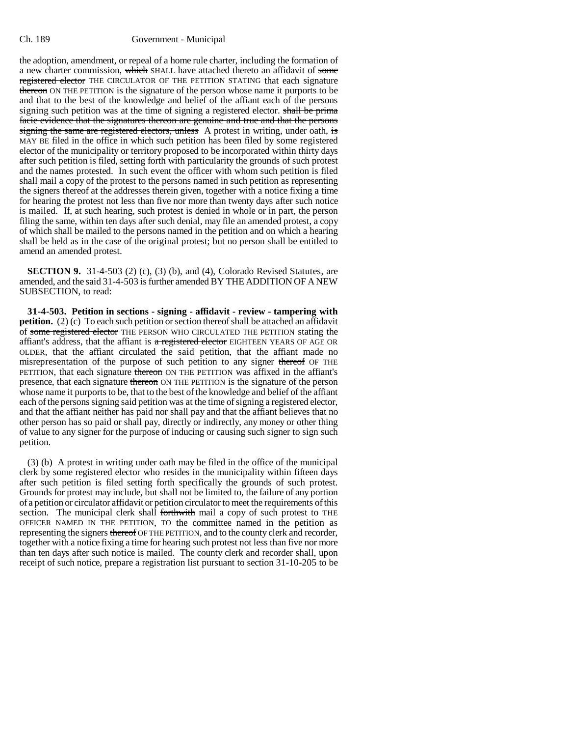the adoption, amendment, or repeal of a home rule charter, including the formation of a new charter commission, ~~which~~ SHALL have attached thereto an affidavit of ~~some registered elector~~ THE CIRCULATOR OF THE PETITION STATING that each signature ~~thereon~~ ON THE PETITION is the signature of the person whose name it purports to be and that to the best of the knowledge and belief of the affiant each of the persons signing such petition was at the time of signing a registered elector. ~~shall be prima facie evidence that the signatures thereon are genuine and true and that the persons signing the same are registered electors, unless~~ A protest in writing, under oath, ~~is~~ MAY BE filed in the office in which such petition has been filed by some registered elector of the municipality or territory proposed to be incorporated within thirty days after such petition is filed, setting forth with particularity the grounds of such protest and the names protested. In such event the officer with whom such petition is filed shall mail a copy of the protest to the persons named in such petition as representing the signers thereof at the addresses therein given, together with a notice fixing a time for hearing the protest not less than five nor more than twenty days after such notice is mailed. If, at such hearing, such protest is denied in whole or in part, the person filing the same, within ten days after such denial, may file an amended protest, a copy of which shall be mailed to the persons named in the petition and on which a hearing shall be held as in the case of the original protest; but no person shall be entitled to amend an amended protest.

**SECTION 9.** 31-4-503 (2) (c), (3) (b), and (4), Colorado Revised Statutes, are amended, and the said 31-4-503 is further amended BY THE ADDITION OF A NEW SUBSECTION, to read:

**31-4-503. Petition in sections - signing - affidavit - review - tampering with petition.** (2) (c) To each such petition or section thereof shall be attached an affidavit of ~~some registered elector~~ THE PERSON WHO CIRCULATED THE PETITION stating the affiant's address, that the affiant is ~~a registered elector~~ EIGHTEEN YEARS OF AGE OR OLDER, that the affiant circulated the said petition, that the affiant made no misrepresentation of the purpose of such petition to any signer ~~thereof~~ OF THE PETITION, that each signature ~~thereon~~ ON THE PETITION was affixed in the affiant's presence, that each signature ~~thereon~~ ON THE PETITION is the signature of the person whose name it purports to be, that to the best of the knowledge and belief of the affiant each of the persons signing said petition was at the time of signing a registered elector, and that the affiant neither has paid nor shall pay and that the affiant believes that no other person has so paid or shall pay, directly or indirectly, any money or other thing of value to any signer for the purpose of inducing or causing such signer to sign such petition.

(3) (b) A protest in writing under oath may be filed in the office of the municipal clerk by some registered elector who resides in the municipality within fifteen days after such petition is filed setting forth specifically the grounds of such protest. Grounds for protest may include, but shall not be limited to, the failure of any portion of a petition or circulator affidavit or petition circulator to meet the requirements of this section. The municipal clerk shall ~~forthwith~~ mail a copy of such protest to THE OFFICER NAMED IN THE PETITION, TO the committee named in the petition as representing the signers ~~thereof~~ OF THE PETITION, and to the county clerk and recorder, together with a notice fixing a time for hearing such protest not less than five nor more than ten days after such notice is mailed. The county clerk and recorder shall, upon receipt of such notice, prepare a registration list pursuant to section 31-10-205 to be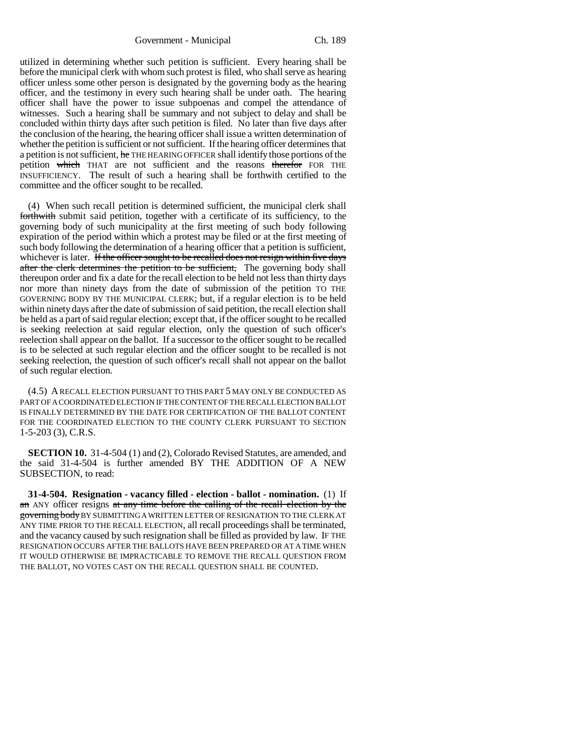utilized in determining whether such petition is sufficient. Every hearing shall be before the municipal clerk with whom such protest is filed, who shall serve as hearing officer unless some other person is designated by the governing body as the hearing officer, and the testimony in every such hearing shall be under oath. The hearing officer shall have the power to issue subpoenas and compel the attendance of witnesses. Such a hearing shall be summary and not subject to delay and shall be concluded within thirty days after such petition is filed. No later than five days after the conclusion of the hearing, the hearing officer shall issue a written determination of whether the petition is sufficient or not sufficient. If the hearing officer determines that a petition is not sufficient, ~~he~~ THE HEARING OFFICER shall identify those portions of the petition ~~which~~ THAT are not sufficient and the reasons ~~therefor~~ FOR THE INSUFFICIENCY. The result of such a hearing shall be forthwith certified to the committee and the officer sought to be recalled.

(4) When such recall petition is determined sufficient, the municipal clerk shall ~~forthwith~~ submit said petition, together with a certificate of its sufficiency, to the governing body of such municipality at the first meeting of such body following expiration of the period within which a protest may be filed or at the first meeting of such body following the determination of a hearing officer that a petition is sufficient, whichever is later. ~~If the officer sought to be recalled does not resign within five days after the clerk determines the petition to be sufficient,~~ The governing body shall thereupon order and fix a date for the recall election to be held not less than thirty days nor more than ninety days from the date of submission of the petition TO THE GOVERNING BODY BY THE MUNICIPAL CLERK; but, if a regular election is to be held within ninety days after the date of submission of said petition, the recall election shall be held as a part of said regular election; except that, if the officer sought to be recalled is seeking reelection at said regular election, only the question of such officer's reelection shall appear on the ballot. If a successor to the officer sought to be recalled is to be selected at such regular election and the officer sought to be recalled is not seeking reelection, the question of such officer's recall shall not appear on the ballot of such regular election.

(4.5) A RECALL ELECTION PURSUANT TO THIS PART 5 MAY ONLY BE CONDUCTED AS PART OF A COORDINATED ELECTION IF THE CONTENT OF THE RECALL ELECTION BALLOT IS FINALLY DETERMINED BY THE DATE FOR CERTIFICATION OF THE BALLOT CONTENT FOR THE COORDINATED ELECTION TO THE COUNTY CLERK PURSUANT TO SECTION 1-5-203 (3), C.R.S.

**SECTION 10.** 31-4-504 (1) and (2), Colorado Revised Statutes, are amended, and the said 31-4-504 is further amended BY THE ADDITION OF A NEW SUBSECTION, to read:

**31-4-504. Resignation - vacancy filled - election - ballot - nomination.** (1) If ~~an~~ ANY officer resigns ~~at any time before the calling of the recall election by the governing body~~ BY SUBMITTING A WRITTEN LETTER OF RESIGNATION TO THE CLERK AT ANY TIME PRIOR TO THE RECALL ELECTION, all recall proceedings shall be terminated, and the vacancy caused by such resignation shall be filled as provided by law. IF THE RESIGNATION OCCURS AFTER THE BALLOTS HAVE BEEN PREPARED OR AT A TIME WHEN IT WOULD OTHERWISE BE IMPRACTICABLE TO REMOVE THE RECALL QUESTION FROM THE BALLOT, NO VOTES CAST ON THE RECALL QUESTION SHALL BE COUNTED.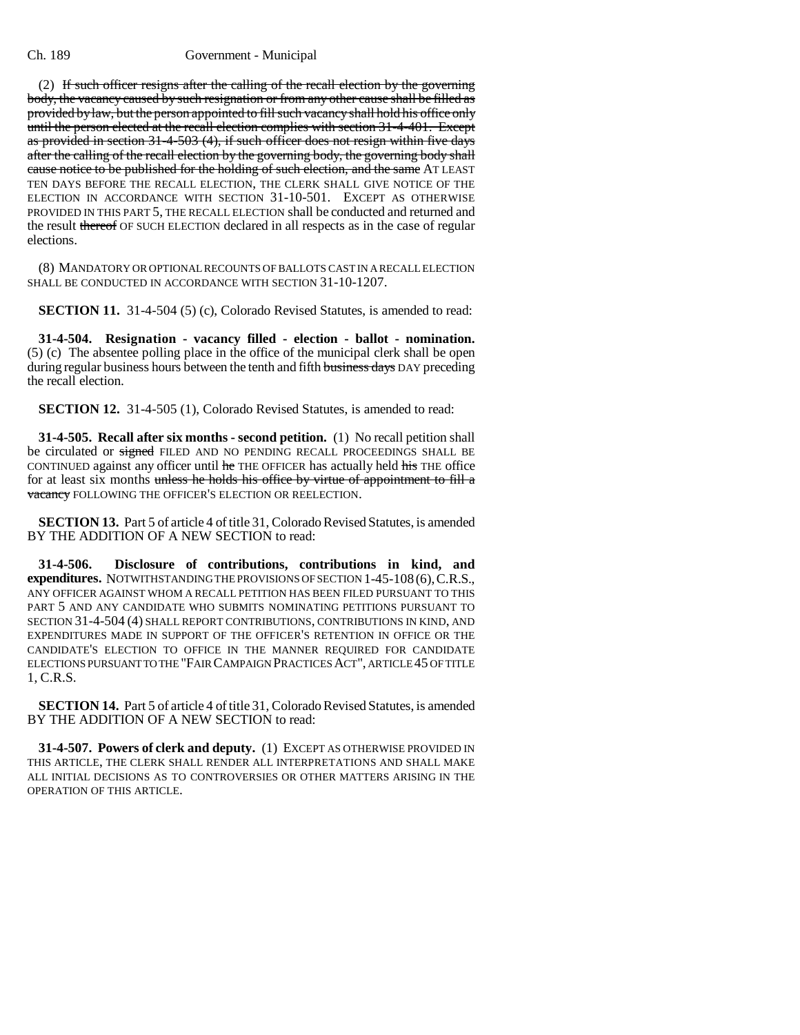(2) ~~If such officer resigns after the calling of the recall election by the governing body, the vacancy caused by such resignation or from any other cause shall be filled as provided by law, but the person appointed to fill such vacancy shall hold his office only until the person elected at the recall election complies with section 31-4-401. Except as provided in section 31-4-503 (4), if such officer does not resign within five days after the calling of the recall election by the governing body, the governing body shall cause notice to be published for the holding of such election, and the same~~ AT LEAST TEN DAYS BEFORE THE RECALL ELECTION, THE CLERK SHALL GIVE NOTICE OF THE ELECTION IN ACCORDANCE WITH SECTION 31-10-501. EXCEPT AS OTHERWISE PROVIDED IN THIS PART 5, THE RECALL ELECTION shall be conducted and returned and the result ~~thereof~~ OF SUCH ELECTION declared in all respects as in the case of regular elections.

(8) MANDATORY OR OPTIONAL RECOUNTS OF BALLOTS CAST IN A RECALL ELECTION SHALL BE CONDUCTED IN ACCORDANCE WITH SECTION 31-10-1207.

**SECTION 11.** 31-4-504 (5) (c), Colorado Revised Statutes, is amended to read:

**31-4-504. Resignation - vacancy filled - election - ballot - nomination.** (5) (c) The absentee polling place in the office of the municipal clerk shall be open during regular business hours between the tenth and fifth ~~business days~~ DAY preceding the recall election.

**SECTION 12.** 31-4-505 (1), Colorado Revised Statutes, is amended to read:

**31-4-505. Recall after six months - second petition.** (1) No recall petition shall be circulated or ~~signed~~ FILED AND NO PENDING RECALL PROCEEDINGS SHALL BE CONTINUED against any officer until ~~he~~ THE OFFICER has actually held ~~his~~ THE office for at least six months ~~unless he holds his office by virtue of appointment to fill a vacancy~~ FOLLOWING THE OFFICER'S ELECTION OR REELECTION.

**SECTION 13.** Part 5 of article 4 of title 31, Colorado Revised Statutes, is amended BY THE ADDITION OF A NEW SECTION to read:

**31-4-506. Disclosure of contributions, contributions in kind, and expenditures.** NOTWITHSTANDING THE PROVISIONS OF SECTION 1-45-108 (6), C.R.S., ANY OFFICER AGAINST WHOM A RECALL PETITION HAS BEEN FILED PURSUANT TO THIS PART 5 AND ANY CANDIDATE WHO SUBMITS NOMINATING PETITIONS PURSUANT TO SECTION 31-4-504 (4) SHALL REPORT CONTRIBUTIONS, CONTRIBUTIONS IN KIND, AND EXPENDITURES MADE IN SUPPORT OF THE OFFICER'S RETENTION IN OFFICE OR THE CANDIDATE'S ELECTION TO OFFICE IN THE MANNER REQUIRED FOR CANDIDATE ELECTIONS PURSUANT TO THE "FAIR CAMPAIGN PRACTICES ACT", ARTICLE 45 OF TITLE 1, C.R.S.

**SECTION 14.** Part 5 of article 4 of title 31, Colorado Revised Statutes, is amended BY THE ADDITION OF A NEW SECTION to read:

**31-4-507. Powers of clerk and deputy.** (1) EXCEPT AS OTHERWISE PROVIDED IN THIS ARTICLE, THE CLERK SHALL RENDER ALL INTERPRETATIONS AND SHALL MAKE ALL INITIAL DECISIONS AS TO CONTROVERSIES OR OTHER MATTERS ARISING IN THE OPERATION OF THIS ARTICLE.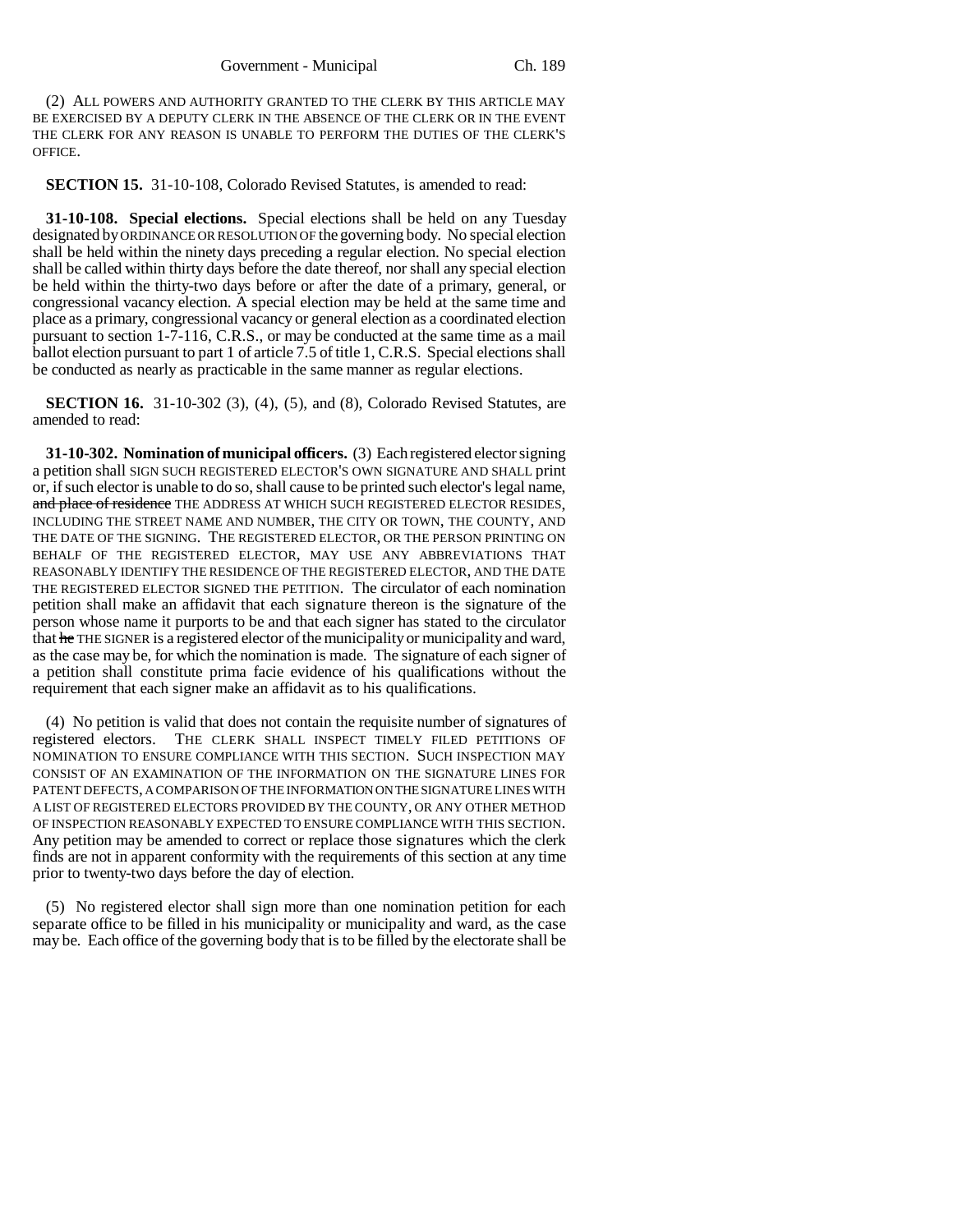(2) ALL POWERS AND AUTHORITY GRANTED TO THE CLERK BY THIS ARTICLE MAY BE EXERCISED BY A DEPUTY CLERK IN THE ABSENCE OF THE CLERK OR IN THE EVENT THE CLERK FOR ANY REASON IS UNABLE TO PERFORM THE DUTIES OF THE CLERK'S OFFICE.

**SECTION 15.** 31-10-108, Colorado Revised Statutes, is amended to read:

**31-10-108. Special elections.** Special elections shall be held on any Tuesday designated by ORDINANCE OR RESOLUTION OF the governing body. No special election shall be held within the ninety days preceding a regular election. No special election shall be called within thirty days before the date thereof, nor shall any special election be held within the thirty-two days before or after the date of a primary, general, or congressional vacancy election. A special election may be held at the same time and place as a primary, congressional vacancy or general election as a coordinated election pursuant to section 1-7-116, C.R.S., or may be conducted at the same time as a mail ballot election pursuant to part 1 of article 7.5 of title 1, C.R.S. Special elections shall be conducted as nearly as practicable in the same manner as regular elections.

**SECTION 16.** 31-10-302 (3), (4), (5), and (8), Colorado Revised Statutes, are amended to read:

**31-10-302. Nomination of municipal officers.** (3) Each registered elector signing a petition shall SIGN SUCH REGISTERED ELECTOR'S OWN SIGNATURE AND SHALL print or, if such elector is unable to do so, shall cause to be printed such elector's legal name, ~~and place of residence~~ THE ADDRESS AT WHICH SUCH REGISTERED ELECTOR RESIDES, INCLUDING THE STREET NAME AND NUMBER, THE CITY OR TOWN, THE COUNTY, AND THE DATE OF THE SIGNING. THE REGISTERED ELECTOR, OR THE PERSON PRINTING ON BEHALF OF THE REGISTERED ELECTOR, MAY USE ANY ABBREVIATIONS THAT REASONABLY IDENTIFY THE RESIDENCE OF THE REGISTERED ELECTOR, AND THE DATE THE REGISTERED ELECTOR SIGNED THE PETITION. The circulator of each nomination petition shall make an affidavit that each signature thereon is the signature of the person whose name it purports to be and that each signer has stated to the circulator that ~~he~~ THE SIGNER is a registered elector of the municipality or municipality and ward, as the case may be, for which the nomination is made. The signature of each signer of a petition shall constitute prima facie evidence of his qualifications without the requirement that each signer make an affidavit as to his qualifications.

(4) No petition is valid that does not contain the requisite number of signatures of registered electors. THE CLERK SHALL INSPECT TIMELY FILED PETITIONS OF NOMINATION TO ENSURE COMPLIANCE WITH THIS SECTION. SUCH INSPECTION MAY CONSIST OF AN EXAMINATION OF THE INFORMATION ON THE SIGNATURE LINES FOR PATENT DEFECTS, A COMPARISON OF THE INFORMATION ON THE SIGNATURE LINES WITH A LIST OF REGISTERED ELECTORS PROVIDED BY THE COUNTY, OR ANY OTHER METHOD OF INSPECTION REASONABLY EXPECTED TO ENSURE COMPLIANCE WITH THIS SECTION. Any petition may be amended to correct or replace those signatures which the clerk finds are not in apparent conformity with the requirements of this section at any time prior to twenty-two days before the day of election.

(5) No registered elector shall sign more than one nomination petition for each separate office to be filled in his municipality or municipality and ward, as the case may be. Each office of the governing body that is to be filled by the electorate shall be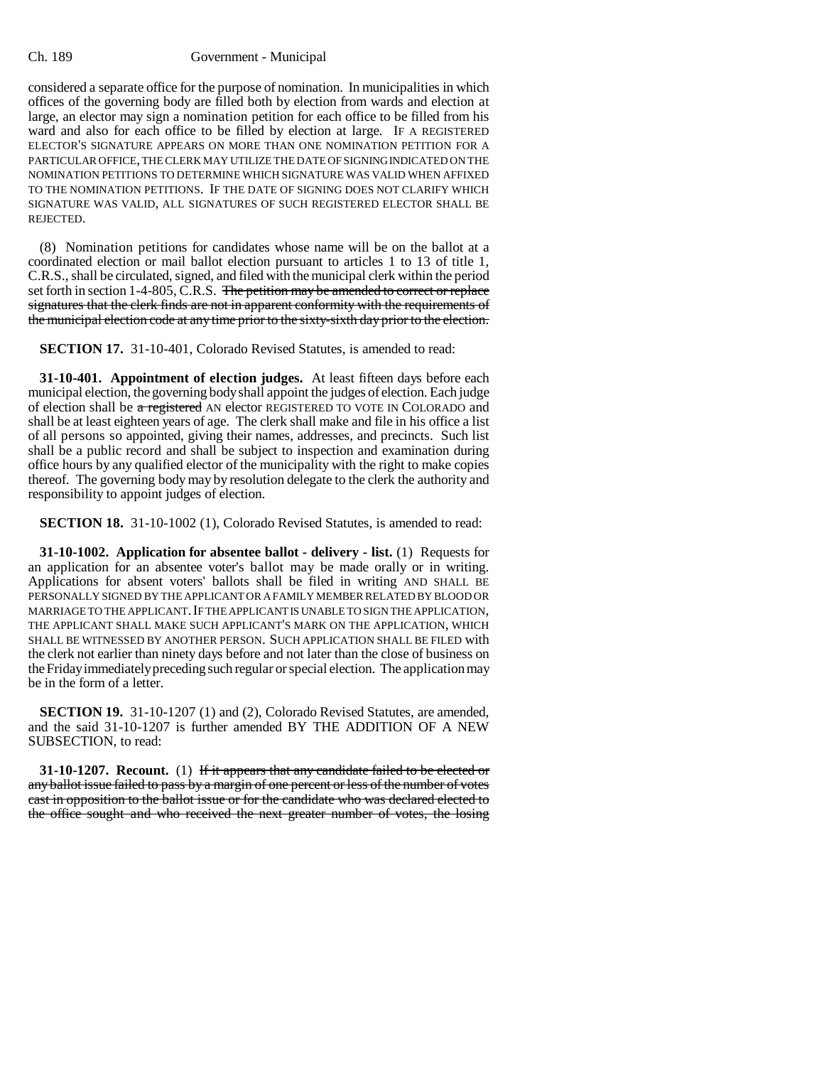considered a separate office for the purpose of nomination. In municipalities in which offices of the governing body are filled both by election from wards and election at large, an elector may sign a nomination petition for each office to be filled from his ward and also for each office to be filled by election at large. IF A REGISTERED ELECTOR'S SIGNATURE APPEARS ON MORE THAN ONE NOMINATION PETITION FOR A PARTICULAR OFFICE, THE CLERK MAY UTILIZE THE DATE OF SIGNING INDICATED ON THE NOMINATION PETITIONS TO DETERMINE WHICH SIGNATURE WAS VALID WHEN AFFIXED TO THE NOMINATION PETITIONS. IF THE DATE OF SIGNING DOES NOT CLARIFY WHICH SIGNATURE WAS VALID, ALL SIGNATURES OF SUCH REGISTERED ELECTOR SHALL BE REJECTED.

(8) Nomination petitions for candidates whose name will be on the ballot at a coordinated election or mail ballot election pursuant to articles 1 to 13 of title 1, C.R.S., shall be circulated, signed, and filed with the municipal clerk within the period set forth in section 1-4-805, C.R.S. ~~The petition may be amended to correct or replace signatures that the clerk finds are not in apparent conformity with the requirements of the municipal election code at any time prior to the sixty-sixth day prior to the election.~~

**SECTION 17.** 31-10-401, Colorado Revised Statutes, is amended to read:

**31-10-401. Appointment of election judges.** At least fifteen days before each municipal election, the governing body shall appoint the judges of election. Each judge of election shall be ~~a registered~~ AN elector REGISTERED TO VOTE IN COLORADO and shall be at least eighteen years of age. The clerk shall make and file in his office a list of all persons so appointed, giving their names, addresses, and precincts. Such list shall be a public record and shall be subject to inspection and examination during office hours by any qualified elector of the municipality with the right to make copies thereof. The governing body may by resolution delegate to the clerk the authority and responsibility to appoint judges of election.

**SECTION 18.** 31-10-1002 (1), Colorado Revised Statutes, is amended to read:

**31-10-1002. Application for absentee ballot - delivery - list.** (1) Requests for an application for an absentee voter's ballot may be made orally or in writing. Applications for absent voters' ballots shall be filed in writing AND SHALL BE PERSONALLY SIGNED BY THE APPLICANT OR A FAMILY MEMBER RELATED BY BLOOD OR MARRIAGE TO THE APPLICANT. IF THE APPLICANT IS UNABLE TO SIGN THE APPLICATION, THE APPLICANT SHALL MAKE SUCH APPLICANT'S MARK ON THE APPLICATION, WHICH SHALL BE WITNESSED BY ANOTHER PERSON. SUCH APPLICATION SHALL BE FILED with the clerk not earlier than ninety days before and not later than the close of business on the Friday immediately preceding such regular or special election. The application may be in the form of a letter.

**SECTION 19.** 31-10-1207 (1) and (2), Colorado Revised Statutes, are amended, and the said 31-10-1207 is further amended BY THE ADDITION OF A NEW SUBSECTION, to read:

**31-10-1207. Recount.** (1) ~~If it appears that any candidate failed to be elected or any ballot issue failed to pass by a margin of one percent or less of the number of votes cast in opposition to the ballot issue or for the candidate who was declared elected to the office sought and who received the next greater number of votes, the losing~~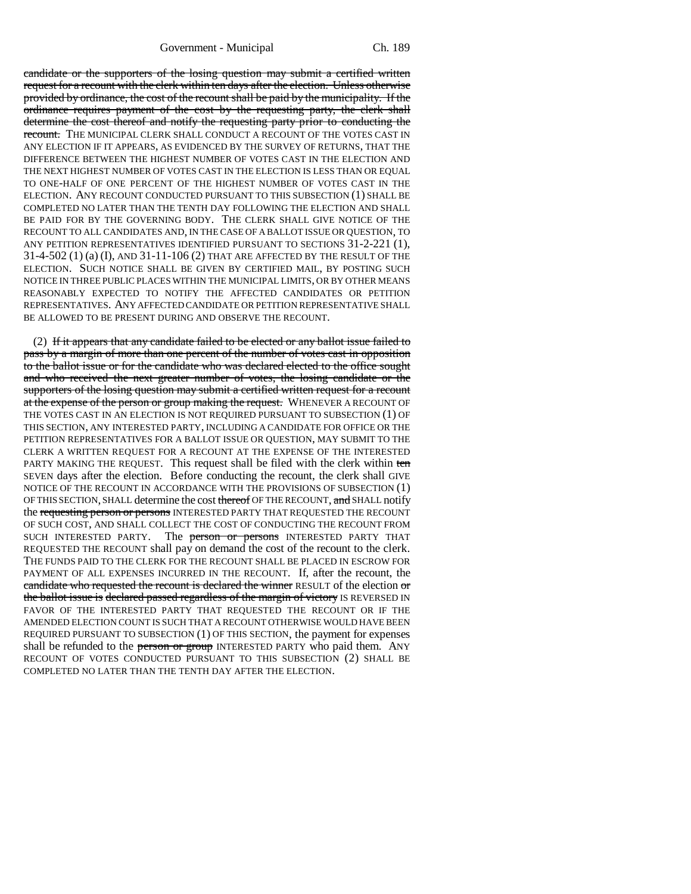candidate or the supporters of the losing question may submit a certified written request for a recount with the clerk within ten days after the election. Unless otherwise provided by ordinance, the cost of the recount shall be paid by the municipality. If the ordinance requires payment of the cost by the requesting party, the clerk shall determine the cost thereof and notify the requesting party prior to conducting the recount. THE MUNICIPAL CLERK SHALL CONDUCT A RECOUNT OF THE VOTES CAST IN ANY ELECTION IF IT APPEARS, AS EVIDENCED BY THE SURVEY OF RETURNS, THAT THE DIFFERENCE BETWEEN THE HIGHEST NUMBER OF VOTES CAST IN THE ELECTION AND THE NEXT HIGHEST NUMBER OF VOTES CAST IN THE ELECTION IS LESS THAN OR EQUAL TO ONE-HALF OF ONE PERCENT OF THE HIGHEST NUMBER OF VOTES CAST IN THE ELECTION. ANY RECOUNT CONDUCTED PURSUANT TO THIS SUBSECTION (1) SHALL BE COMPLETED NO LATER THAN THE TENTH DAY FOLLOWING THE ELECTION AND SHALL BE PAID FOR BY THE GOVERNING BODY. THE CLERK SHALL GIVE NOTICE OF THE RECOUNT TO ALL CANDIDATES AND, IN THE CASE OF A BALLOT ISSUE OR QUESTION, TO ANY PETITION REPRESENTATIVES IDENTIFIED PURSUANT TO SECTIONS 31-2-221 (1), 31-4-502 (1) (a) (I), AND 31-11-106 (2) THAT ARE AFFECTED BY THE RESULT OF THE ELECTION. SUCH NOTICE SHALL BE GIVEN BY CERTIFIED MAIL, BY POSTING SUCH NOTICE IN THREE PUBLIC PLACES WITHIN THE MUNICIPAL LIMITS, OR BY OTHER MEANS REASONABLY EXPECTED TO NOTIFY THE AFFECTED CANDIDATES OR PETITION REPRESENTATIVES. ANY AFFECTED CANDIDATE OR PETITION REPRESENTATIVE SHALL BE ALLOWED TO BE PRESENT DURING AND OBSERVE THE RECOUNT.

(2) If it appears that any candidate failed to be elected or any ballot issue failed to pass by a margin of more than one percent of the number of votes cast in opposition to the ballot issue or for the candidate who was declared elected to the office sought and who received the next greater number of votes, the losing candidate or the supporters of the losing question may submit a certified written request for a recount at the expense of the person or group making the request. WHENEVER A RECOUNT OF THE VOTES CAST IN AN ELECTION IS NOT REQUIRED PURSUANT TO SUBSECTION (1) OF THIS SECTION, ANY INTERESTED PARTY, INCLUDING A CANDIDATE FOR OFFICE OR THE PETITION REPRESENTATIVES FOR A BALLOT ISSUE OR QUESTION, MAY SUBMIT TO THE CLERK A WRITTEN REQUEST FOR A RECOUNT AT THE EXPENSE OF THE INTERESTED PARTY MAKING THE REQUEST. This request shall be filed with the clerk within ten SEVEN days after the election. Before conducting the recount, the clerk shall GIVE NOTICE OF THE RECOUNT IN ACCORDANCE WITH THE PROVISIONS OF SUBSECTION (1) OF THIS SECTION, SHALL determine the cost thereof OF THE RECOUNT, and SHALL notify the requesting person or persons INTERESTED PARTY THAT REQUESTED THE RECOUNT OF SUCH COST, AND SHALL COLLECT THE COST OF CONDUCTING THE RECOUNT FROM SUCH INTERESTED PARTY. The person or persons INTERESTED PARTY THAT REQUESTED THE RECOUNT shall pay on demand the cost of the recount to the clerk. THE FUNDS PAID TO THE CLERK FOR THE RECOUNT SHALL BE PLACED IN ESCROW FOR PAYMENT OF ALL EXPENSES INCURRED IN THE RECOUNT. If, after the recount, the candidate who requested the recount is declared the winner RESULT of the election or the ballot issue is declared passed regardless of the margin of victory IS REVERSED IN FAVOR OF THE INTERESTED PARTY THAT REQUESTED THE RECOUNT OR IF THE AMENDED ELECTION COUNT IS SUCH THAT A RECOUNT OTHERWISE WOULD HAVE BEEN REQUIRED PURSUANT TO SUBSECTION (1) OF THIS SECTION, the payment for expenses shall be refunded to the person or group INTERESTED PARTY who paid them. ANY RECOUNT OF VOTES CONDUCTED PURSUANT TO THIS SUBSECTION (2) SHALL BE COMPLETED NO LATER THAN THE TENTH DAY AFTER THE ELECTION.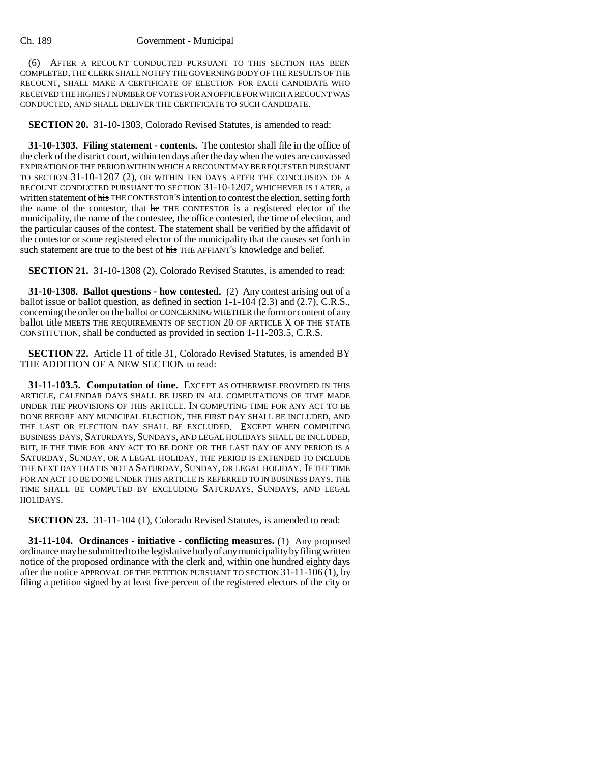(6) AFTER A RECOUNT CONDUCTED PURSUANT TO THIS SECTION HAS BEEN COMPLETED, THE CLERK SHALL NOTIFY THE GOVERNING BODY OF THE RESULTS OF THE RECOUNT, SHALL MAKE A CERTIFICATE OF ELECTION FOR EACH CANDIDATE WHO RECEIVED THE HIGHEST NUMBER OF VOTES FOR AN OFFICE FOR WHICH A RECOUNT WAS CONDUCTED, AND SHALL DELIVER THE CERTIFICATE TO SUCH CANDIDATE.

**SECTION 20.** 31-10-1303, Colorado Revised Statutes, is amended to read:

**31-10-1303. Filing statement - contents.** The contestor shall file in the office of the clerk of the district court, within ten days after the ~~day when the votes are canvassed~~ EXPIRATION OF THE PERIOD WITHIN WHICH A RECOUNT MAY BE REQUESTED PURSUANT TO SECTION 31-10-1207 (2), OR WITHIN TEN DAYS AFTER THE CONCLUSION OF A RECOUNT CONDUCTED PURSUANT TO SECTION 31-10-1207, WHICHEVER IS LATER, a written statement of ~~his~~ THE CONTESTOR'S intention to contest the election, setting forth the name of the contestor, that ~~he~~ THE CONTESTOR is a registered elector of the municipality, the name of the contestee, the office contested, the time of election, and the particular causes of the contest. The statement shall be verified by the affidavit of the contestor or some registered elector of the municipality that the causes set forth in such statement are true to the best of ~~his~~ THE AFFIANT'S knowledge and belief.

**SECTION 21.** 31-10-1308 (2), Colorado Revised Statutes, is amended to read:

**31-10-1308. Ballot questions - how contested.** (2) Any contest arising out of a ballot issue or ballot question, as defined in section 1-1-104 (2.3) and (2.7), C.R.S., concerning the order on the ballot or CONCERNING WHETHER the form or content of any ballot title MEETS THE REQUIREMENTS OF SECTION 20 OF ARTICLE X OF THE STATE CONSTITUTION, shall be conducted as provided in section 1-11-203.5, C.R.S.

**SECTION 22.** Article 11 of title 31, Colorado Revised Statutes, is amended BY THE ADDITION OF A NEW SECTION to read:

**31-11-103.5. Computation of time.** EXCEPT AS OTHERWISE PROVIDED IN THIS ARTICLE, CALENDAR DAYS SHALL BE USED IN ALL COMPUTATIONS OF TIME MADE UNDER THE PROVISIONS OF THIS ARTICLE. IN COMPUTING TIME FOR ANY ACT TO BE DONE BEFORE ANY MUNICIPAL ELECTION, THE FIRST DAY SHALL BE INCLUDED, AND THE LAST OR ELECTION DAY SHALL BE EXCLUDED. EXCEPT WHEN COMPUTING BUSINESS DAYS, SATURDAYS, SUNDAYS, AND LEGAL HOLIDAYS SHALL BE INCLUDED, BUT, IF THE TIME FOR ANY ACT TO BE DONE OR THE LAST DAY OF ANY PERIOD IS A SATURDAY, SUNDAY, OR A LEGAL HOLIDAY, THE PERIOD IS EXTENDED TO INCLUDE THE NEXT DAY THAT IS NOT A SATURDAY, SUNDAY, OR LEGAL HOLIDAY. IF THE TIME FOR AN ACT TO BE DONE UNDER THIS ARTICLE IS REFERRED TO IN BUSINESS DAYS, THE TIME SHALL BE COMPUTED BY EXCLUDING SATURDAYS, SUNDAYS, AND LEGAL HOLIDAYS.

**SECTION 23.** 31-11-104 (1), Colorado Revised Statutes, is amended to read:

**31-11-104. Ordinances - initiative - conflicting measures.** (1) Any proposed ordinance may be submitted to the legislative body of any municipality by filing written notice of the proposed ordinance with the clerk and, within one hundred eighty days after ~~the notice~~ APPROVAL OF THE PETITION PURSUANT TO SECTION 31-11-106 (1), by filing a petition signed by at least five percent of the registered electors of the city or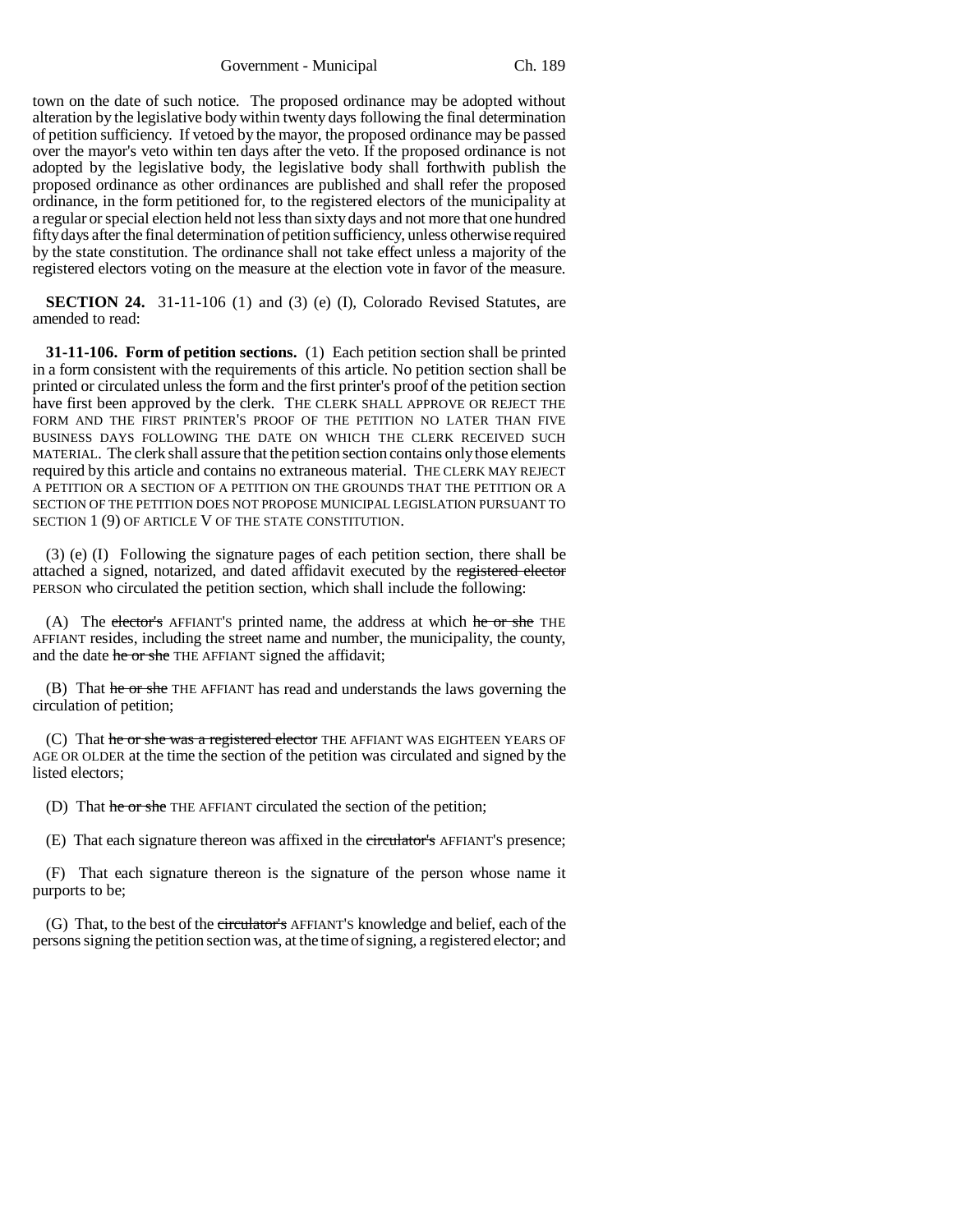town on the date of such notice. The proposed ordinance may be adopted without alteration by the legislative body within twenty days following the final determination of petition sufficiency. If vetoed by the mayor, the proposed ordinance may be passed over the mayor's veto within ten days after the veto. If the proposed ordinance is not adopted by the legislative body, the legislative body shall forthwith publish the proposed ordinance as other ordinances are published and shall refer the proposed ordinance, in the form petitioned for, to the registered electors of the municipality at a regular or special election held not less than sixty days and not more that one hundred fifty days after the final determination of petition sufficiency, unless otherwise required by the state constitution. The ordinance shall not take effect unless a majority of the registered electors voting on the measure at the election vote in favor of the measure.

**SECTION 24.** 31-11-106 (1) and (3) (e) (I), Colorado Revised Statutes, are amended to read:

**31-11-106. Form of petition sections.** (1) Each petition section shall be printed in a form consistent with the requirements of this article. No petition section shall be printed or circulated unless the form and the first printer's proof of the petition section have first been approved by the clerk. THE CLERK SHALL APPROVE OR REJECT THE FORM AND THE FIRST PRINTER'S PROOF OF THE PETITION NO LATER THAN FIVE BUSINESS DAYS FOLLOWING THE DATE ON WHICH THE CLERK RECEIVED SUCH MATERIAL. The clerk shall assure that the petition section contains only those elements required by this article and contains no extraneous material. THE CLERK MAY REJECT A PETITION OR A SECTION OF A PETITION ON THE GROUNDS THAT THE PETITION OR A SECTION OF THE PETITION DOES NOT PROPOSE MUNICIPAL LEGISLATION PURSUANT TO SECTION 1 (9) OF ARTICLE V OF THE STATE CONSTITUTION.

(3) (e) (I) Following the signature pages of each petition section, there shall be attached a signed, notarized, and dated affidavit executed by the ~~registered elector~~ PERSON who circulated the petition section, which shall include the following:

(A) The ~~elector's~~ AFFIANT'S printed name, the address at which ~~he or she~~ THE AFFIANT resides, including the street name and number, the municipality, the county, and the date ~~he or she~~ THE AFFIANT signed the affidavit;

(B) That ~~he or she~~ THE AFFIANT has read and understands the laws governing the circulation of petition;

(C) That ~~he or she was a registered elector~~ THE AFFIANT WAS EIGHTEEN YEARS OF AGE OR OLDER at the time the section of the petition was circulated and signed by the listed electors;

(D) That ~~he or she~~ THE AFFIANT circulated the section of the petition;

(E) That each signature thereon was affixed in the ~~circulator's~~ AFFIANT'S presence;

(F) That each signature thereon is the signature of the person whose name it purports to be;

(G) That, to the best of the ~~circulator's~~ AFFIANT'S knowledge and belief, each of the persons signing the petition section was, at the time of signing, a registered elector; and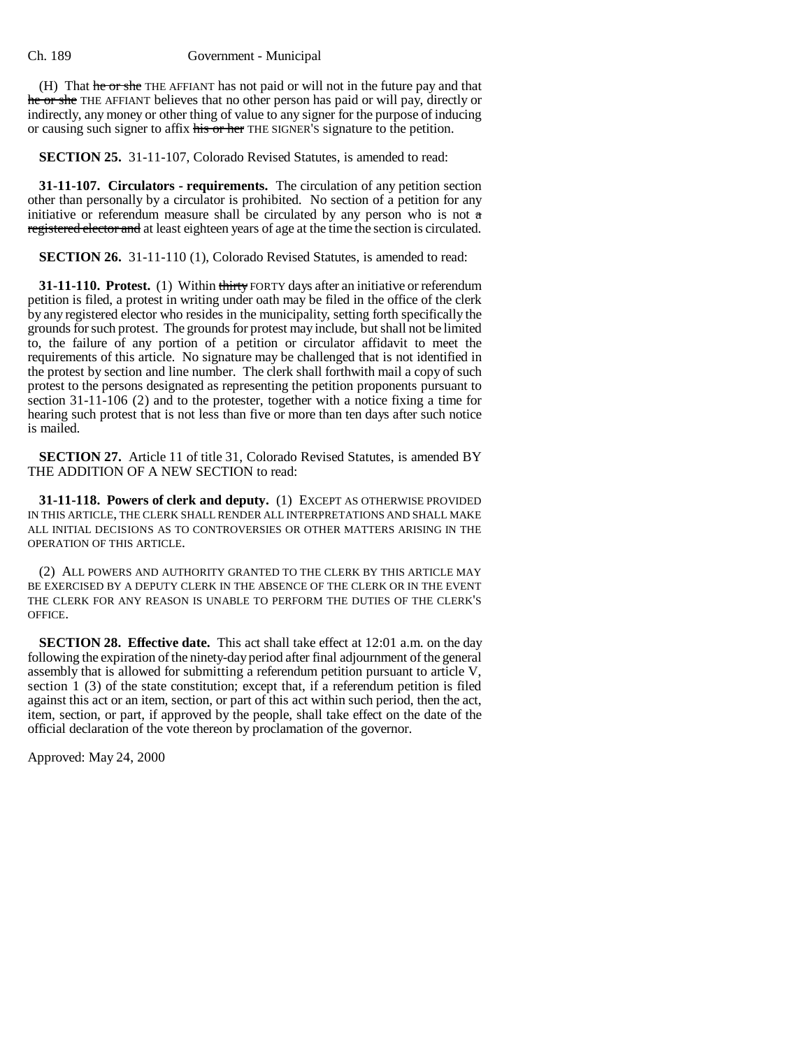(H) That ~~he or she~~ THE AFFIANT has not paid or will not in the future pay and that ~~he or she~~ THE AFFIANT believes that no other person has paid or will pay, directly or indirectly, any money or other thing of value to any signer for the purpose of inducing or causing such signer to affix ~~his or her~~ THE SIGNER'S signature to the petition.

**SECTION 25.** 31-11-107, Colorado Revised Statutes, is amended to read:

**31-11-107. Circulators - requirements.** The circulation of any petition section other than personally by a circulator is prohibited. No section of a petition for any initiative or referendum measure shall be circulated by any person who is not ~~a registered elector and~~ at least eighteen years of age at the time the section is circulated.

**SECTION 26.** 31-11-110 (1), Colorado Revised Statutes, is amended to read:

**31-11-110. Protest.** (1) Within ~~thirty~~ FORTY days after an initiative or referendum petition is filed, a protest in writing under oath may be filed in the office of the clerk by any registered elector who resides in the municipality, setting forth specifically the grounds for such protest. The grounds for protest may include, but shall not be limited to, the failure of any portion of a petition or circulator affidavit to meet the requirements of this article. No signature may be challenged that is not identified in the protest by section and line number. The clerk shall forthwith mail a copy of such protest to the persons designated as representing the petition proponents pursuant to section 31-11-106 (2) and to the protester, together with a notice fixing a time for hearing such protest that is not less than five or more than ten days after such notice is mailed.

**SECTION 27.** Article 11 of title 31, Colorado Revised Statutes, is amended BY THE ADDITION OF A NEW SECTION to read:

**31-11-118. Powers of clerk and deputy.** (1) EXCEPT AS OTHERWISE PROVIDED IN THIS ARTICLE, THE CLERK SHALL RENDER ALL INTERPRETATIONS AND SHALL MAKE ALL INITIAL DECISIONS AS TO CONTROVERSIES OR OTHER MATTERS ARISING IN THE OPERATION OF THIS ARTICLE.

(2) ALL POWERS AND AUTHORITY GRANTED TO THE CLERK BY THIS ARTICLE MAY BE EXERCISED BY A DEPUTY CLERK IN THE ABSENCE OF THE CLERK OR IN THE EVENT THE CLERK FOR ANY REASON IS UNABLE TO PERFORM THE DUTIES OF THE CLERK'S OFFICE.

**SECTION 28. Effective date.** This act shall take effect at 12:01 a.m. on the day following the expiration of the ninety-day period after final adjournment of the general assembly that is allowed for submitting a referendum petition pursuant to article V, section 1 (3) of the state constitution; except that, if a referendum petition is filed against this act or an item, section, or part of this act within such period, then the act, item, section, or part, if approved by the people, shall take effect on the date of the official declaration of the vote thereon by proclamation of the governor.

Approved: May 24, 2000